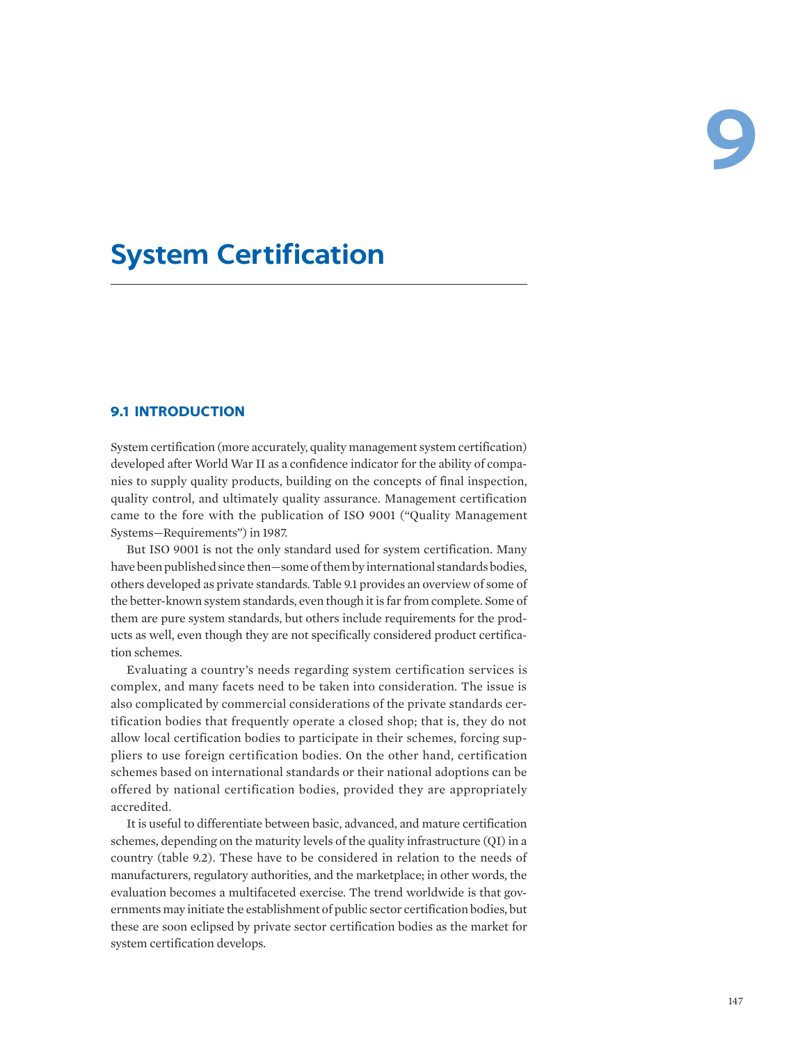# 9

# System Certification

## 9.1 INTRODUCTION

System certification (more accurately, quality management system certification) developed after World War II as a confidence indicator for the ability of companies to supply quality products, building on the concepts of final inspection, quality control, and ultimately quality assurance. Management certification came to the fore with the publication of ISO 9001 ("Quality Management Systems—Requirements") in 1987.

But ISO 9001 is not the only standard used for system certification. Many have been published since then—some of them by international standards bodies, others developed as private standards. Table 9.1 provides an overview of some of the better-known system standards, even though it is far from complete. Some of them are pure system standards, but others include requirements for the products as well, even though they are not specifically considered product certification schemes.

Evaluating a country's needs regarding system certification services is complex, and many facets need to be taken into consideration. The issue is also complicated by commercial considerations of the private standards certification bodies that frequently operate a closed shop; that is, they do not allow local certification bodies to participate in their schemes, forcing suppliers to use foreign certification bodies. On the other hand, certification schemes based on international standards or their national adoptions can be offered by national certification bodies, provided they are appropriately accredited.

It is useful to differentiate between basic, advanced, and mature certification schemes, depending on the maturity levels of the quality infrastructure (QI) in a country (table 9.2). These have to be considered in relation to the needs of manufacturers, regulatory authorities, and the marketplace; in other words, the evaluation becomes a multifaceted exercise. The trend worldwide is that governments may initiate the establishment of public sector certification bodies, but these are soon eclipsed by private sector certification bodies as the market for system certification develops.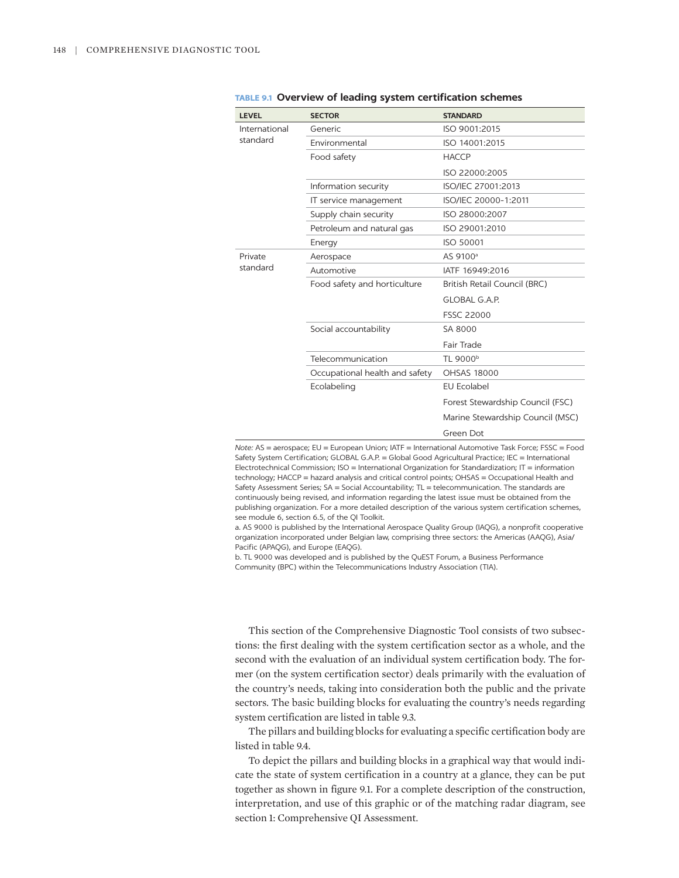**TABLE 9.1 Overview of leading system certification schemes**

| LEVEL | SECTOR | STANDARD |
|---|---|---|
| International standard | Generic | ISO 9001:2015 |
| | Environmental | ISO 14001:2015 |
| | Food safety | HACCP |
| | | ISO 22000:2005 |
| | Information security | ISO/IEC 27001:2013 |
| | IT service management | ISO/IEC 20000-1:2011 |
| | Supply chain security | ISO 28000:2007 |
| | Petroleum and natural gas | ISO 29001:2010 |
| | Energy | ISO 50001 |
| Private standard | Aerospace | AS 9100[a] |
| | Automotive | IATF 16949:2016 |
| | Food safety and horticulture | British Retail Council (BRC) |
| | | GLOBAL G.A.P. |
| | | FSSC 22000 |
| | Social accountability | SA 8000 |
| | | Fair Trade |
| | Telecommunication | TL 9000[b] |
| | Occupational health and safety | OHSAS 18000 |
| | Ecolabeling | EU Ecolabel |
| | | Forest Stewardship Council (FSC) |
| | | Marine Stewardship Council (MSC) |
| | | Green Dot |

*Note:* AS = aerospace; EU = European Union; IATF = International Automotive Task Force; FSSC = Food Safety System Certification; GLOBAL G.A.P. = Global Good Agricultural Practice; IEC = International Electrotechnical Commission; ISO = International Organization for Standardization; IT = information technology; HACCP = hazard analysis and critical control points; OHSAS = Occupational Health and Safety Assessment Series; SA = Social Accountability; TL = telecommunication. The standards are continuously being revised, and information regarding the latest issue must be obtained from the publishing organization. For a more detailed description of the various system certification schemes, see module 6, section 6.5, of the QI Toolkit.

a. AS 9000 is published by the International Aerospace Quality Group (IAQG), a nonprofit cooperative organization incorporated under Belgian law, comprising three sectors: the Americas (AAQG), Asia/Pacific (APAQG), and Europe (EAQG).

b. TL 9000 was developed and is published by the QuEST Forum, a Business Performance Community (BPC) within the Telecommunications Industry Association (TIA).

This section of the Comprehensive Diagnostic Tool consists of two subsections: the first dealing with the system certification sector as a whole, and the second with the evaluation of an individual system certification body. The former (on the system certification sector) deals primarily with the evaluation of the country's needs, taking into consideration both the public and the private sectors. The basic building blocks for evaluating the country's needs regarding system certification are listed in table 9.3.

The pillars and building blocks for evaluating a specific certification body are listed in table 9.4.

To depict the pillars and building blocks in a graphical way that would indicate the state of system certification in a country at a glance, they can be put together as shown in figure 9.1. For a complete description of the construction, interpretation, and use of this graphic or of the matching radar diagram, see section 1: Comprehensive QI Assessment.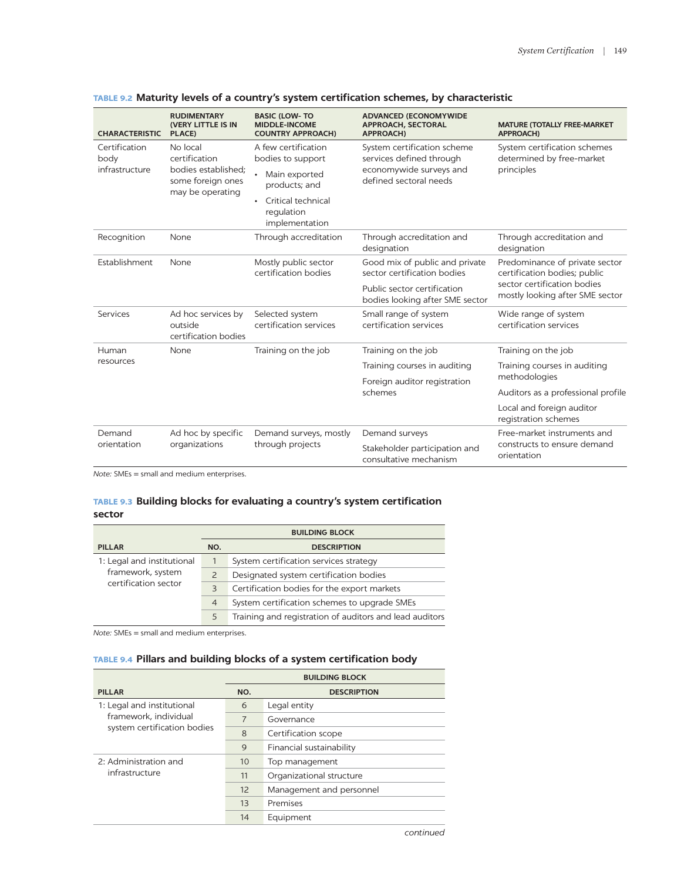**TABLE 9.2 Maturity levels of a country's system certification schemes, by characteristic**

| CHARACTERISTIC | RUDIMENTARY (VERY LITTLE IS IN PLACE) | BASIC (LOW- TO MIDDLE-INCOME COUNTRY APPROACH) | ADVANCED (ECONOMYWIDE APPROACH, SECTORAL APPROACH) | MATURE (TOTALLY FREE-MARKET APPROACH) |
|---|---|---|---|---|
| Certification body infrastructure | No local certification bodies established; some foreign ones may be operating | A few certification bodies to support<br>• Main exported products; and<br>• Critical technical regulation implementation | System certification scheme services defined through economywide surveys and defined sectoral needs | System certification schemes determined by free-market principles |
| Recognition | None | Through accreditation | Through accreditation and designation | Through accreditation and designation |
| Establishment | None | Mostly public sector certification bodies | Good mix of public and private sector certification bodies<br>Public sector certification bodies looking after SME sector | Predominance of private sector certification bodies; public sector certification bodies mostly looking after SME sector |
| Services | Ad hoc services by outside certification bodies | Selected system certification services | Small range of system certification services | Wide range of system certification services |
| Human resources | None | Training on the job | Training on the job<br>Training courses in auditing<br>Foreign auditor registration schemes | Training on the job<br>Training courses in auditing methodologies<br>Auditors as a professional profile<br>Local and foreign auditor registration schemes |
| Demand orientation | Ad hoc by specific organizations | Demand surveys, mostly through projects | Demand surveys<br>Stakeholder participation and consultative mechanism | Free-market instruments and constructs to ensure demand orientation |

*Note:* SMEs = small and medium enterprises.

**TABLE 9.3 Building blocks for evaluating a country's system certification sector**

| PILLAR | BUILDING BLOCK | |
|---|---|---|
| | NO. | DESCRIPTION |
| 1: Legal and institutional framework, system certification sector | 1 | System certification services strategy |
| | 2 | Designated system certification bodies |
| | 3 | Certification bodies for the export markets |
| | 4 | System certification schemes to upgrade SMEs |
| | 5 | Training and registration of auditors and lead auditors |

*Note:* SMEs = small and medium enterprises.

**TABLE 9.4 Pillars and building blocks of a system certification body**

| PILLAR | BUILDING BLOCK | |
|---|---|---|
| | NO. | DESCRIPTION |
| 1: Legal and institutional framework, individual system certification bodies | 6 | Legal entity |
| | 7 | Governance |
| | 8 | Certification scope |
| | 9 | Financial sustainability |
| 2: Administration and infrastructure | 10 | Top management |
| | 11 | Organizational structure |
| | 12 | Management and personnel |
| | 13 | Premises |
| | 14 | Equipment |

*continued*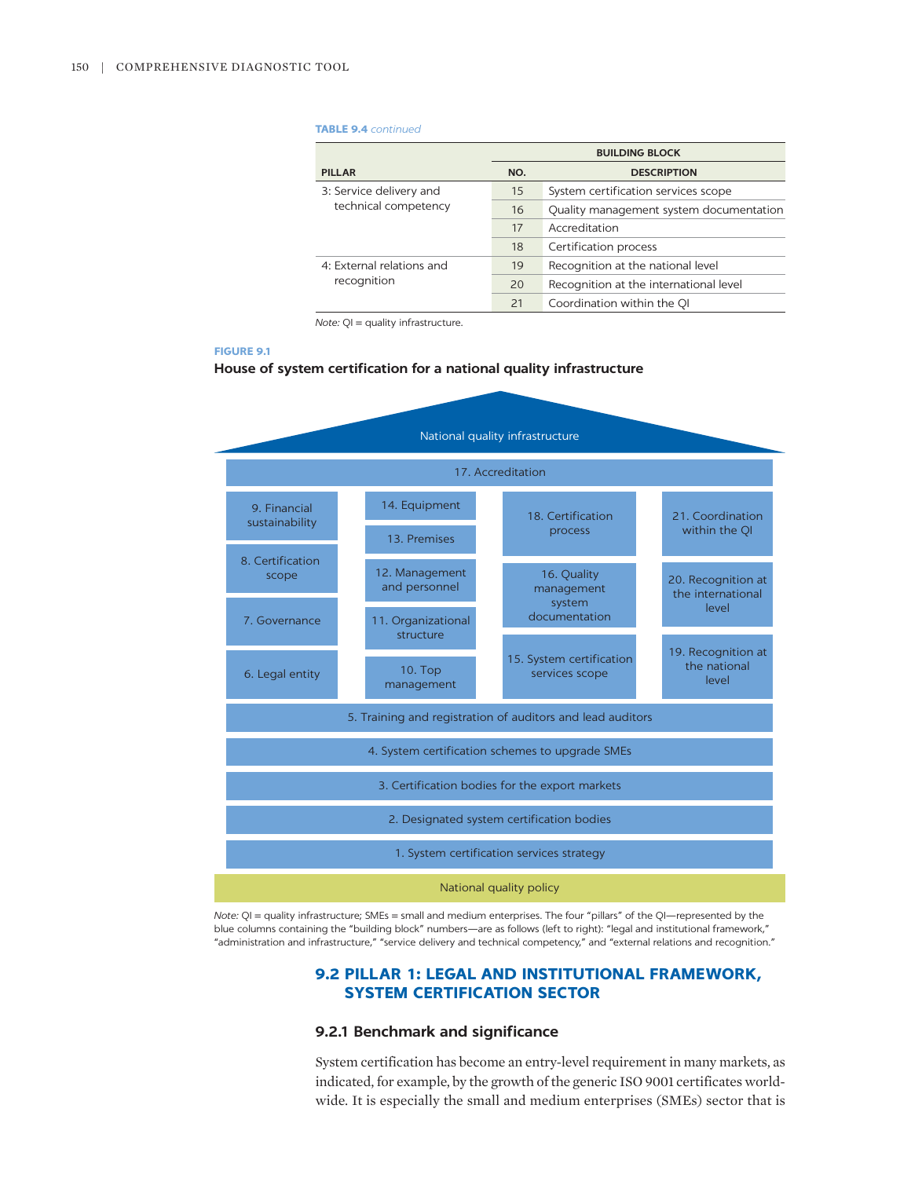**TABLE 9.4** *continued*

| PILLAR | BUILDING BLOCK | |
|---|---|---|
| | NO. | DESCRIPTION |
| 3: Service delivery and technical competency | 15 | System certification services scope |
| | 16 | Quality management system documentation |
| | 17 | Accreditation |
| | 18 | Certification process |
| 4: External relations and recognition | 19 | Recognition at the national level |
| | 20 | Recognition at the international level |
| | 21 | Coordination within the QI |

*Note:* QI = quality infrastructure.

**FIGURE 9.1**

**House of system certification for a national quality infrastructure**

National quality infrastructure

17. Accreditation

| | | | |
|---|---|---|---|
| 9. Financial sustainability | 14. Equipment | 18. Certification process | 21. Coordination within the QI |
| | 13. Premises | | |
| 8. Certification scope | 12. Management and personnel | 16. Quality management system documentation | 20. Recognition at the international level |
| 7. Governance | 11. Organizational structure | | |
| 6. Legal entity | 10. Top management | 15. System certification services scope | 19. Recognition at the national level |

5. Training and registration of auditors and lead auditors

4. System certification schemes to upgrade SMEs

3. Certification bodies for the export markets

2. Designated system certification bodies

1. System certification services strategy

National quality policy

*Note:* QI = quality infrastructure; SMEs = small and medium enterprises. The four "pillars" of the QI—represented by the blue columns containing the "building block" numbers—are as follows (left to right): "legal and institutional framework," "administration and infrastructure," "service delivery and technical competency," and "external relations and recognition."

## 9.2 PILLAR 1: LEGAL AND INSTITUTIONAL FRAMEWORK, SYSTEM CERTIFICATION SECTOR

### 9.2.1 Benchmark and significance

System certification has become an entry-level requirement in many markets, as indicated, for example, by the growth of the generic ISO 9001 certificates worldwide. It is especially the small and medium enterprises (SMEs) sector that is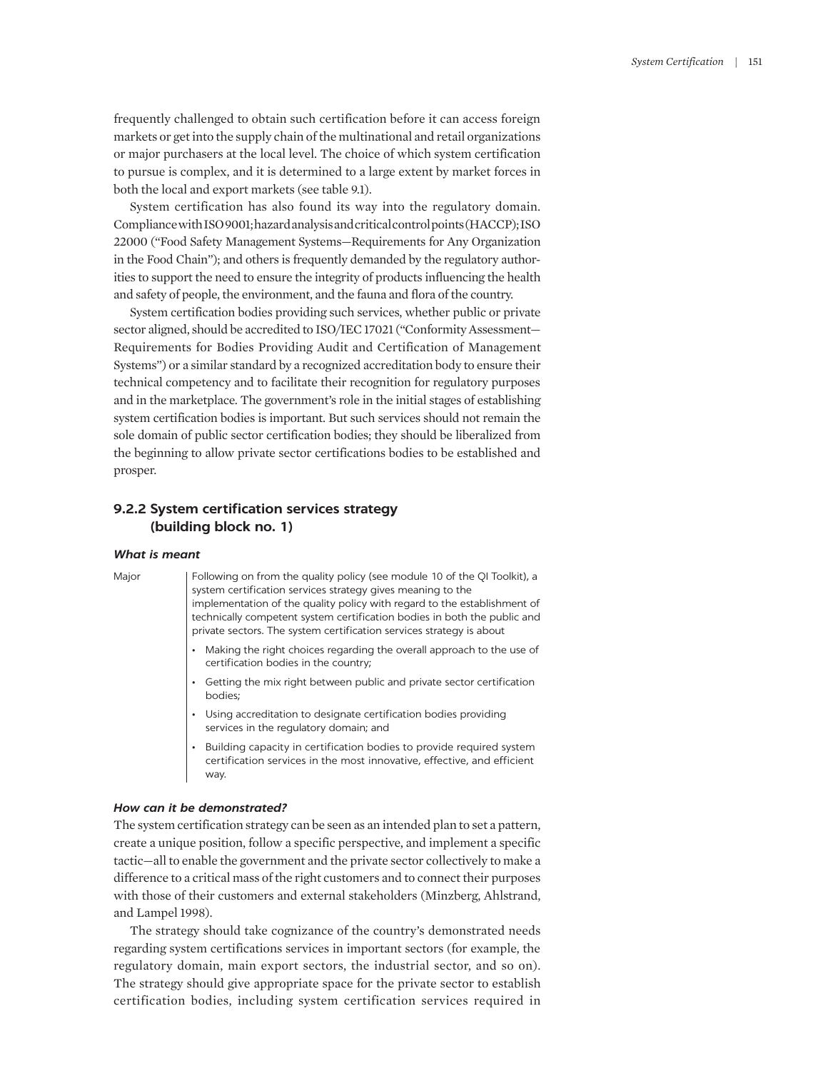frequently challenged to obtain such certification before it can access foreign markets or get into the supply chain of the multinational and retail organizations or major purchasers at the local level. The choice of which system certification to pursue is complex, and it is determined to a large extent by market forces in both the local and export markets (see table 9.1).

System certification has also found its way into the regulatory domain. Compliance with ISO 9001; hazard analysis and critical control points (HACCP); ISO 22000 ("Food Safety Management Systems—Requirements for Any Organization in the Food Chain"); and others is frequently demanded by the regulatory authorities to support the need to ensure the integrity of products influencing the health and safety of people, the environment, and the fauna and flora of the country.

System certification bodies providing such services, whether public or private sector aligned, should be accredited to ISO/IEC 17021 ("Conformity Assessment—Requirements for Bodies Providing Audit and Certification of Management Systems") or a similar standard by a recognized accreditation body to ensure their technical competency and to facilitate their recognition for regulatory purposes and in the marketplace. The government's role in the initial stages of establishing system certification bodies is important. But such services should not remain the sole domain of public sector certification bodies; they should be liberalized from the beginning to allow private sector certifications bodies to be established and prosper.

### 9.2.2 System certification services strategy (building block no. 1)

#### *What is meant*

| | |
|---|---|
| Major | Following on from the quality policy (see module 10 of the QI Toolkit), a system certification services strategy gives meaning to the implementation of the quality policy with regard to the establishment of technically competent system certification bodies in both the public and private sectors. The system certification services strategy is about<br>• Making the right choices regarding the overall approach to the use of certification bodies in the country;<br>• Getting the mix right between public and private sector certification bodies;<br>• Using accreditation to designate certification bodies providing services in the regulatory domain; and<br>• Building capacity in certification bodies to provide required system certification services in the most innovative, effective, and efficient way. |

#### *How can it be demonstrated?*

The system certification strategy can be seen as an intended plan to set a pattern, create a unique position, follow a specific perspective, and implement a specific tactic—all to enable the government and the private sector collectively to make a difference to a critical mass of the right customers and to connect their purposes with those of their customers and external stakeholders (Minzberg, Ahlstrand, and Lampel 1998).

The strategy should take cognizance of the country's demonstrated needs regarding system certifications services in important sectors (for example, the regulatory domain, main export sectors, the industrial sector, and so on). The strategy should give appropriate space for the private sector to establish certification bodies, including system certification services required in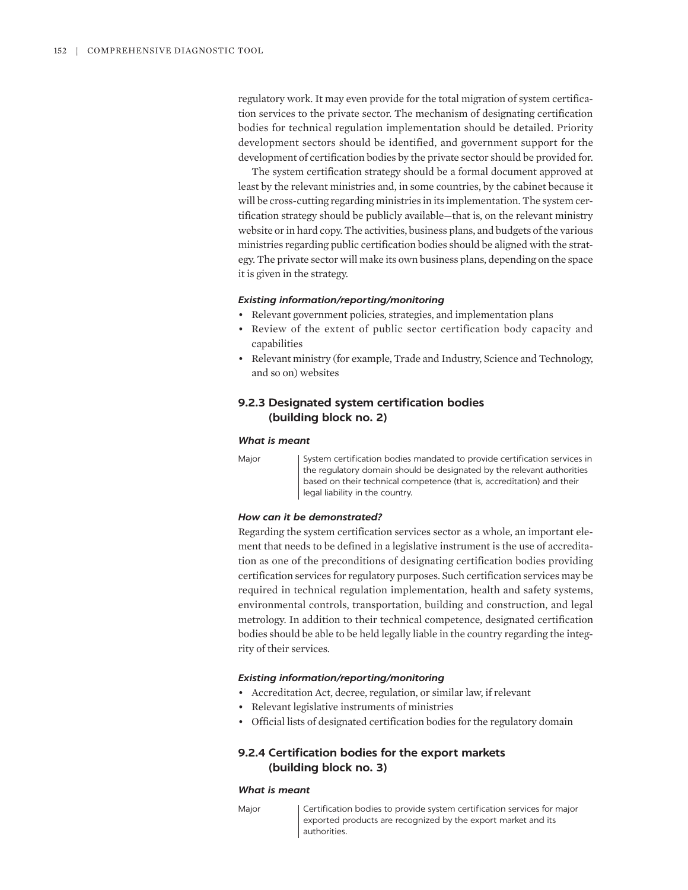regulatory work. It may even provide for the total migration of system certification services to the private sector. The mechanism of designating certification bodies for technical regulation implementation should be detailed. Priority development sectors should be identified, and government support for the development of certification bodies by the private sector should be provided for.

The system certification strategy should be a formal document approved at least by the relevant ministries and, in some countries, by the cabinet because it will be cross-cutting regarding ministries in its implementation. The system certification strategy should be publicly available—that is, on the relevant ministry website or in hard copy. The activities, business plans, and budgets of the various ministries regarding public certification bodies should be aligned with the strategy. The private sector will make its own business plans, depending on the space it is given in the strategy.

#### *Existing information/reporting/monitoring*

- Relevant government policies, strategies, and implementation plans
- Review of the extent of public sector certification body capacity and capabilities
- Relevant ministry (for example, Trade and Industry, Science and Technology, and so on) websites

### 9.2.3 Designated system certification bodies (building block no. 2)

#### *What is meant*

| | |
|---|---|
| Major | System certification bodies mandated to provide certification services in the regulatory domain should be designated by the relevant authorities based on their technical competence (that is, accreditation) and their legal liability in the country. |

#### *How can it be demonstrated?*

Regarding the system certification services sector as a whole, an important element that needs to be defined in a legislative instrument is the use of accreditation as one of the preconditions of designating certification bodies providing certification services for regulatory purposes. Such certification services may be required in technical regulation implementation, health and safety systems, environmental controls, transportation, building and construction, and legal metrology. In addition to their technical competence, designated certification bodies should be able to be held legally liable in the country regarding the integrity of their services.

#### *Existing information/reporting/monitoring*

- Accreditation Act, decree, regulation, or similar law, if relevant
- Relevant legislative instruments of ministries
- Official lists of designated certification bodies for the regulatory domain

### 9.2.4 Certification bodies for the export markets (building block no. 3)

#### *What is meant*

| | |
|---|---|
| Major | Certification bodies to provide system certification services for major exported products are recognized by the export market and its authorities. |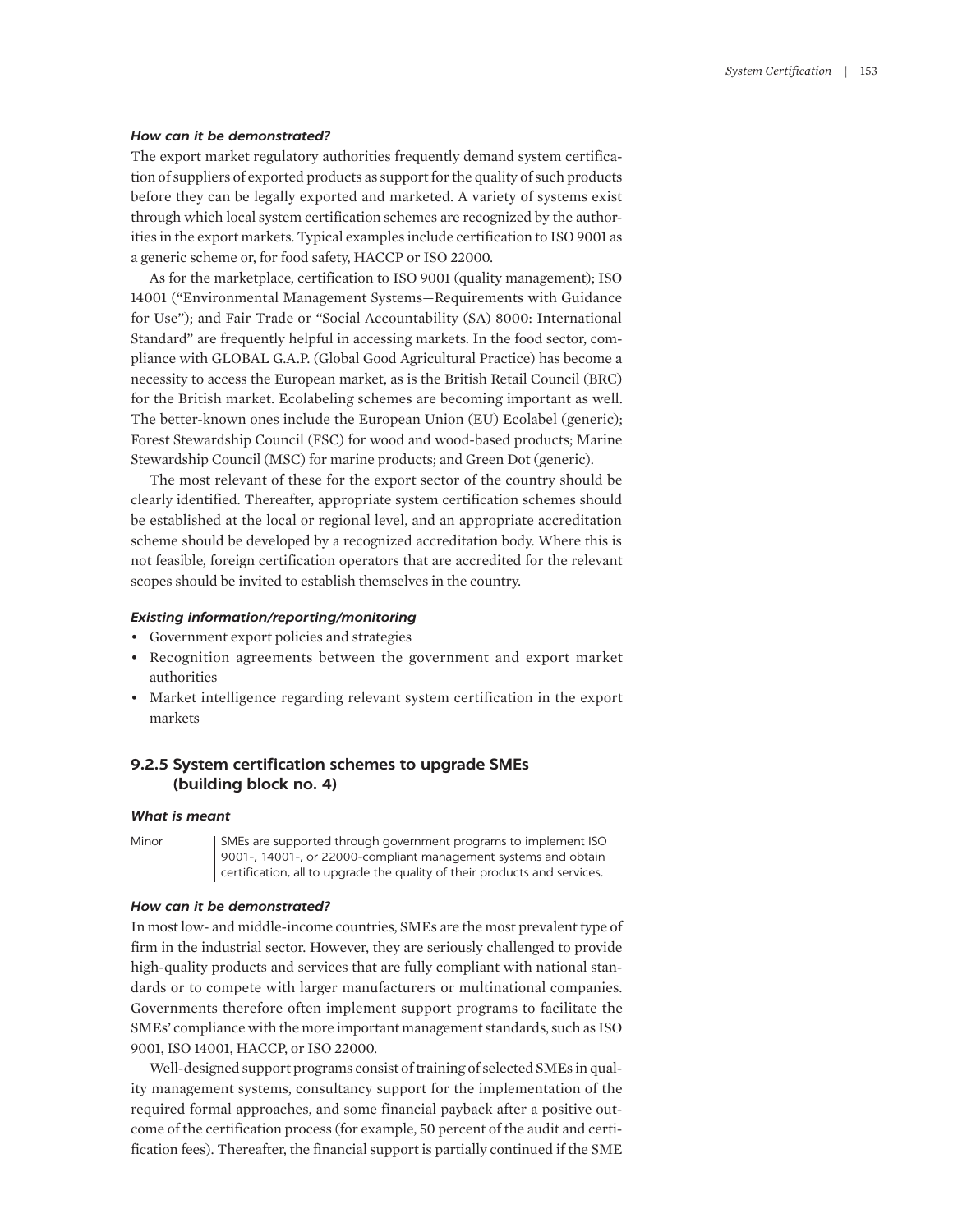#### *How can it be demonstrated?*

The export market regulatory authorities frequently demand system certification of suppliers of exported products as support for the quality of such products before they can be legally exported and marketed. A variety of systems exist through which local system certification schemes are recognized by the authorities in the export markets. Typical examples include certification to ISO 9001 as a generic scheme or, for food safety, HACCP or ISO 22000.

As for the marketplace, certification to ISO 9001 (quality management); ISO 14001 ("Environmental Management Systems—Requirements with Guidance for Use"); and Fair Trade or "Social Accountability (SA) 8000: International Standard" are frequently helpful in accessing markets. In the food sector, compliance with GLOBAL G.A.P. (Global Good Agricultural Practice) has become a necessity to access the European market, as is the British Retail Council (BRC) for the British market. Ecolabeling schemes are becoming important as well. The better-known ones include the European Union (EU) Ecolabel (generic); Forest Stewardship Council (FSC) for wood and wood-based products; Marine Stewardship Council (MSC) for marine products; and Green Dot (generic).

The most relevant of these for the export sector of the country should be clearly identified. Thereafter, appropriate system certification schemes should be established at the local or regional level, and an appropriate accreditation scheme should be developed by a recognized accreditation body. Where this is not feasible, foreign certification operators that are accredited for the relevant scopes should be invited to establish themselves in the country.

#### *Existing information/reporting/monitoring*

- Government export policies and strategies
- Recognition agreements between the government and export market authorities
- Market intelligence regarding relevant system certification in the export markets

### 9.2.5 System certification schemes to upgrade SMEs (building block no. 4)

#### *What is meant*

| Minor | SMEs are supported through government programs to implement ISO 9001-, 14001-, or 22000-compliant management systems and obtain certification, all to upgrade the quality of their products and services. |
|---|---|

#### *How can it be demonstrated?*

In most low- and middle-income countries, SMEs are the most prevalent type of firm in the industrial sector. However, they are seriously challenged to provide high-quality products and services that are fully compliant with national standards or to compete with larger manufacturers or multinational companies. Governments therefore often implement support programs to facilitate the SMEs' compliance with the more important management standards, such as ISO 9001, ISO 14001, HACCP, or ISO 22000.

Well-designed support programs consist of training of selected SMEs in quality management systems, consultancy support for the implementation of the required formal approaches, and some financial payback after a positive outcome of the certification process (for example, 50 percent of the audit and certification fees). Thereafter, the financial support is partially continued if the SME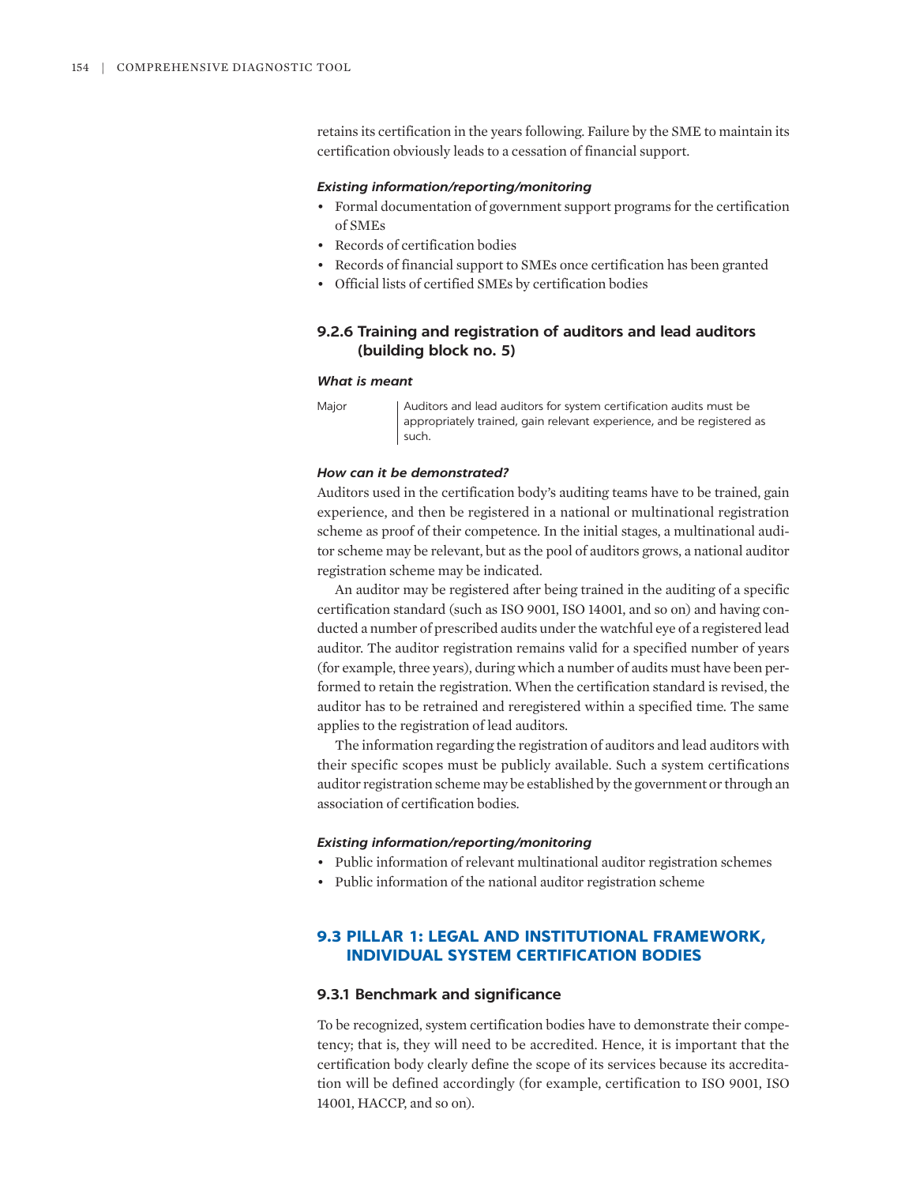retains its certification in the years following. Failure by the SME to maintain its certification obviously leads to a cessation of financial support.

***Existing information/reporting/monitoring***

- Formal documentation of government support programs for the certification of SMEs
- Records of certification bodies
- Records of financial support to SMEs once certification has been granted
- Official lists of certified SMEs by certification bodies

### 9.2.6 Training and registration of auditors and lead auditors (building block no. 5)

***What is meant***

| | |
|---|---|
| Major | Auditors and lead auditors for system certification audits must be appropriately trained, gain relevant experience, and be registered as such. |

***How can it be demonstrated?***

Auditors used in the certification body's auditing teams have to be trained, gain experience, and then be registered in a national or multinational registration scheme as proof of their competence. In the initial stages, a multinational auditor scheme may be relevant, but as the pool of auditors grows, a national auditor registration scheme may be indicated.

An auditor may be registered after being trained in the auditing of a specific certification standard (such as ISO 9001, ISO 14001, and so on) and having conducted a number of prescribed audits under the watchful eye of a registered lead auditor. The auditor registration remains valid for a specified number of years (for example, three years), during which a number of audits must have been performed to retain the registration. When the certification standard is revised, the auditor has to be retrained and reregistered within a specified time. The same applies to the registration of lead auditors.

The information regarding the registration of auditors and lead auditors with their specific scopes must be publicly available. Such a system certifications auditor registration scheme may be established by the government or through an association of certification bodies.

***Existing information/reporting/monitoring***

- Public information of relevant multinational auditor registration schemes
- Public information of the national auditor registration scheme

## 9.3 PILLAR 1: LEGAL AND INSTITUTIONAL FRAMEWORK, INDIVIDUAL SYSTEM CERTIFICATION BODIES

### 9.3.1 Benchmark and significance

To be recognized, system certification bodies have to demonstrate their competency; that is, they will need to be accredited. Hence, it is important that the certification body clearly define the scope of its services because its accreditation will be defined accordingly (for example, certification to ISO 9001, ISO 14001, HACCP, and so on).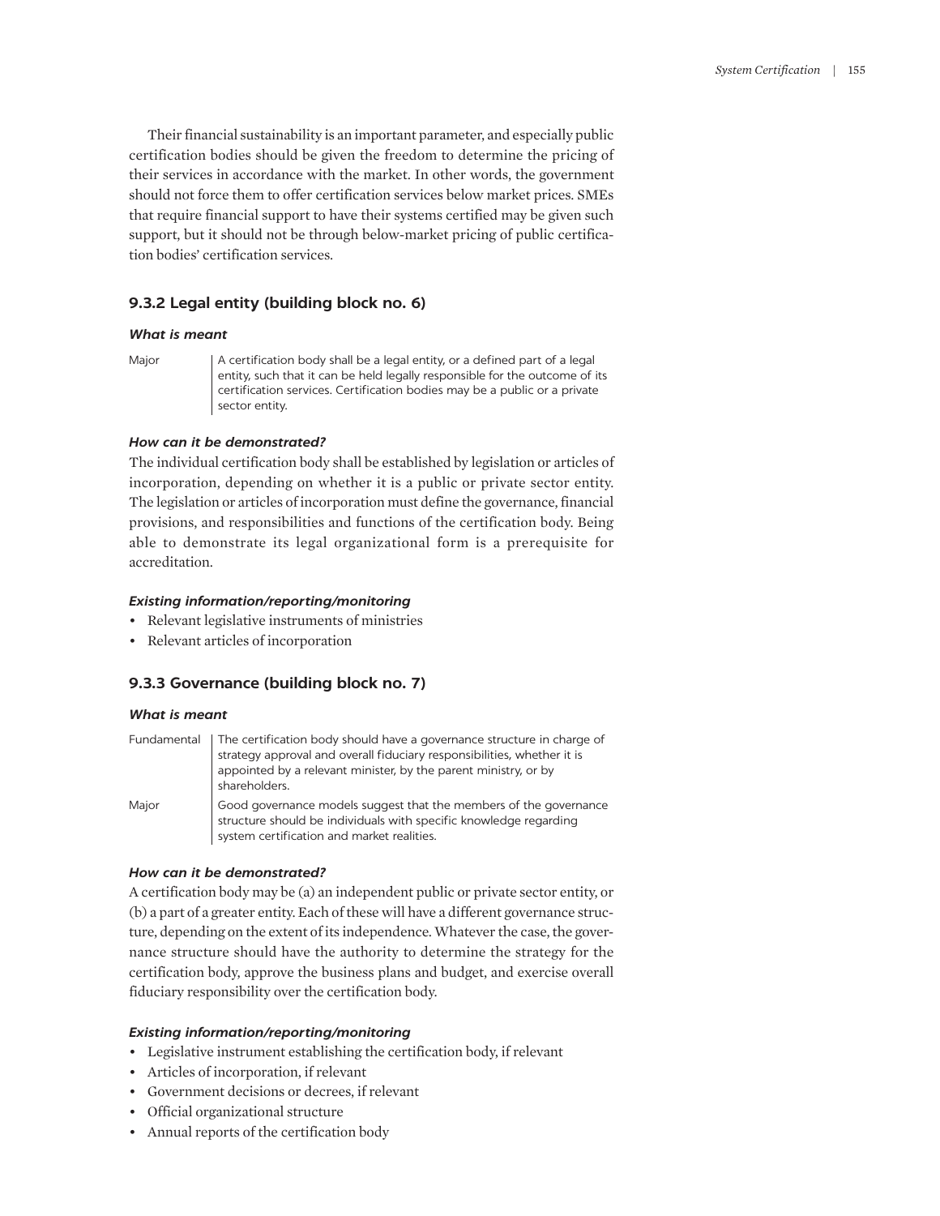Their financial sustainability is an important parameter, and especially public certification bodies should be given the freedom to determine the pricing of their services in accordance with the market. In other words, the government should not force them to offer certification services below market prices. SMEs that require financial support to have their systems certified may be given such support, but it should not be through below-market pricing of public certification bodies' certification services.

### 9.3.2 Legal entity (building block no. 6)

#### *What is meant*

| | |
|---|---|
| Major | A certification body shall be a legal entity, or a defined part of a legal entity, such that it can be held legally responsible for the outcome of its certification services. Certification bodies may be a public or a private sector entity. |

#### *How can it be demonstrated?*

The individual certification body shall be established by legislation or articles of incorporation, depending on whether it is a public or private sector entity. The legislation or articles of incorporation must define the governance, financial provisions, and responsibilities and functions of the certification body. Being able to demonstrate its legal organizational form is a prerequisite for accreditation.

#### *Existing information/reporting/monitoring*

- Relevant legislative instruments of ministries
- Relevant articles of incorporation

### 9.3.3 Governance (building block no. 7)

#### *What is meant*

| | |
|---|---|
| Fundamental | The certification body should have a governance structure in charge of strategy approval and overall fiduciary responsibilities, whether it is appointed by a relevant minister, by the parent ministry, or by shareholders. |
| Major | Good governance models suggest that the members of the governance structure should be individuals with specific knowledge regarding system certification and market realities. |

#### *How can it be demonstrated?*

A certification body may be (a) an independent public or private sector entity, or (b) a part of a greater entity. Each of these will have a different governance structure, depending on the extent of its independence. Whatever the case, the governance structure should have the authority to determine the strategy for the certification body, approve the business plans and budget, and exercise overall fiduciary responsibility over the certification body.

#### *Existing information/reporting/monitoring*

- Legislative instrument establishing the certification body, if relevant
- Articles of incorporation, if relevant
- Government decisions or decrees, if relevant
- Official organizational structure
- Annual reports of the certification body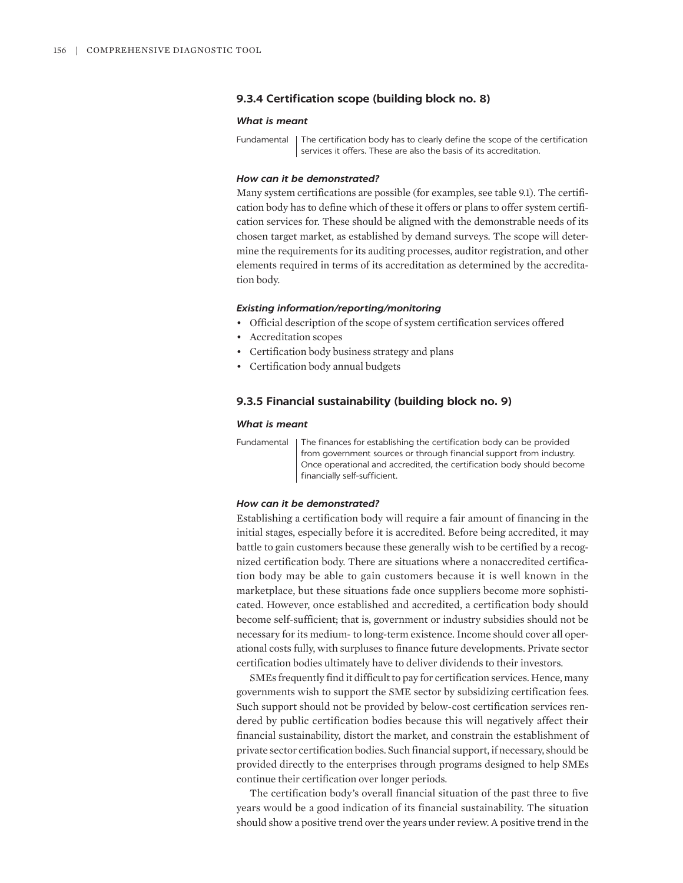### 9.3.4 Certification scope (building block no. 8)

#### *What is meant*

Fundamental | The certification body has to clearly define the scope of the certification services it offers. These are also the basis of its accreditation.

#### *How can it be demonstrated?*

Many system certifications are possible (for examples, see table 9.1). The certification body has to define which of these it offers or plans to offer system certification services for. These should be aligned with the demonstrable needs of its chosen target market, as established by demand surveys. The scope will determine the requirements for its auditing processes, auditor registration, and other elements required in terms of its accreditation as determined by the accreditation body.

#### *Existing information/reporting/monitoring*

- Official description of the scope of system certification services offered
- Accreditation scopes
- Certification body business strategy and plans
- Certification body annual budgets

### 9.3.5 Financial sustainability (building block no. 9)

#### *What is meant*

Fundamental | The finances for establishing the certification body can be provided from government sources or through financial support from industry. Once operational and accredited, the certification body should become financially self-sufficient.

#### *How can it be demonstrated?*

Establishing a certification body will require a fair amount of financing in the initial stages, especially before it is accredited. Before being accredited, it may battle to gain customers because these generally wish to be certified by a recognized certification body. There are situations where a nonaccredited certification body may be able to gain customers because it is well known in the marketplace, but these situations fade once suppliers become more sophisticated. However, once established and accredited, a certification body should become self-sufficient; that is, government or industry subsidies should not be necessary for its medium- to long-term existence. Income should cover all operational costs fully, with surpluses to finance future developments. Private sector certification bodies ultimately have to deliver dividends to their investors.

SMEs frequently find it difficult to pay for certification services. Hence, many governments wish to support the SME sector by subsidizing certification fees. Such support should not be provided by below-cost certification services rendered by public certification bodies because this will negatively affect their financial sustainability, distort the market, and constrain the establishment of private sector certification bodies. Such financial support, if necessary, should be provided directly to the enterprises through programs designed to help SMEs continue their certification over longer periods.

The certification body's overall financial situation of the past three to five years would be a good indication of its financial sustainability. The situation should show a positive trend over the years under review. A positive trend in the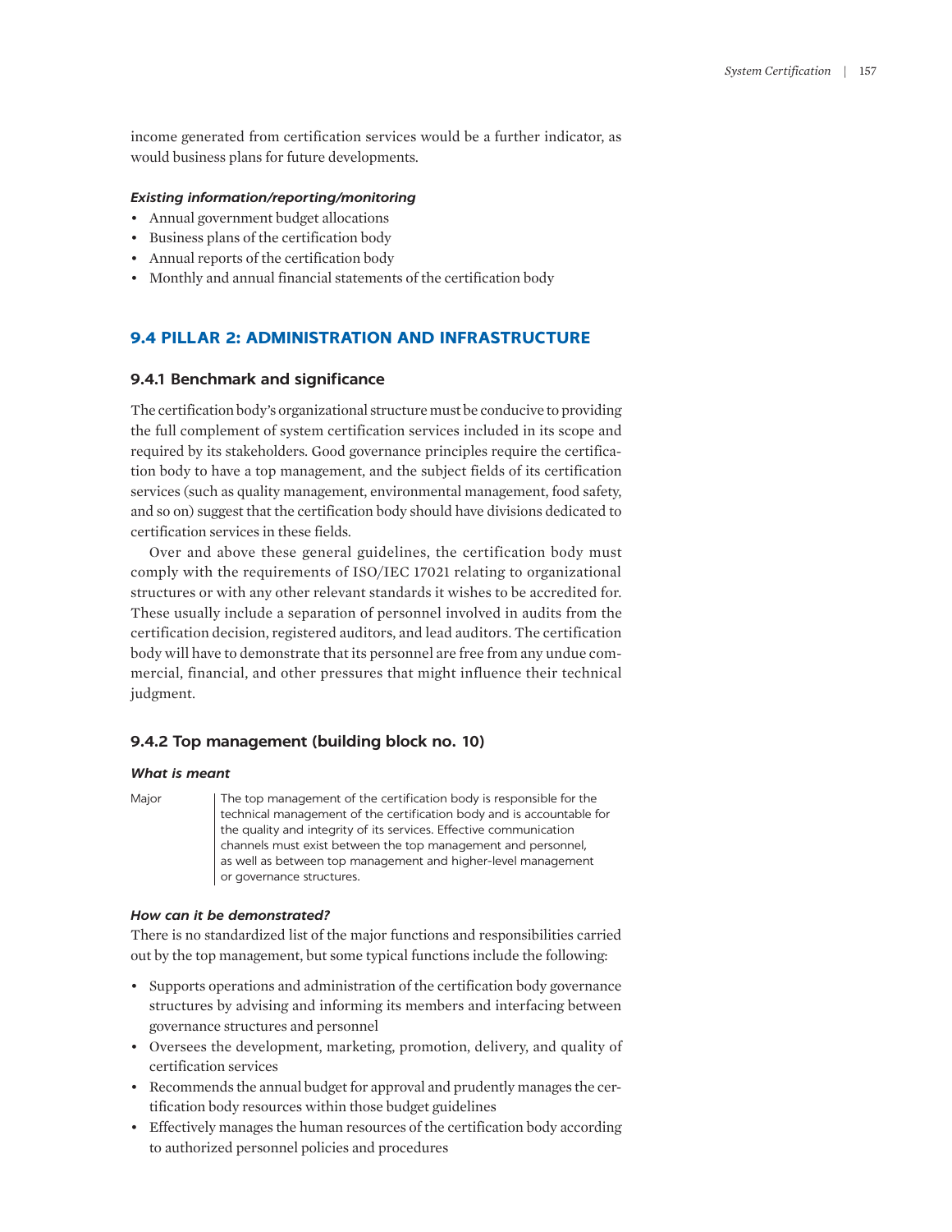income generated from certification services would be a further indicator, as would business plans for future developments.

***Existing information/reporting/monitoring***

- Annual government budget allocations
- Business plans of the certification body
- Annual reports of the certification body
- Monthly and annual financial statements of the certification body

## 9.4 PILLAR 2: ADMINISTRATION AND INFRASTRUCTURE

### 9.4.1 Benchmark and significance

The certification body's organizational structure must be conducive to providing the full complement of system certification services included in its scope and required by its stakeholders. Good governance principles require the certification body to have a top management, and the subject fields of its certification services (such as quality management, environmental management, food safety, and so on) suggest that the certification body should have divisions dedicated to certification services in these fields.

Over and above these general guidelines, the certification body must comply with the requirements of ISO/IEC 17021 relating to organizational structures or with any other relevant standards it wishes to be accredited for. These usually include a separation of personnel involved in audits from the certification decision, registered auditors, and lead auditors. The certification body will have to demonstrate that its personnel are free from any undue commercial, financial, and other pressures that might influence their technical judgment.

### 9.4.2 Top management (building block no. 10)

***What is meant***

| | |
|---|---|
| Major | The top management of the certification body is responsible for the technical management of the certification body and is accountable for the quality and integrity of its services. Effective communication channels must exist between the top management and personnel, as well as between top management and higher-level management or governance structures. |

***How can it be demonstrated?***

There is no standardized list of the major functions and responsibilities carried out by the top management, but some typical functions include the following:

- Supports operations and administration of the certification body governance structures by advising and informing its members and interfacing between governance structures and personnel
- Oversees the development, marketing, promotion, delivery, and quality of certification services
- Recommends the annual budget for approval and prudently manages the certification body resources within those budget guidelines
- Effectively manages the human resources of the certification body according to authorized personnel policies and procedures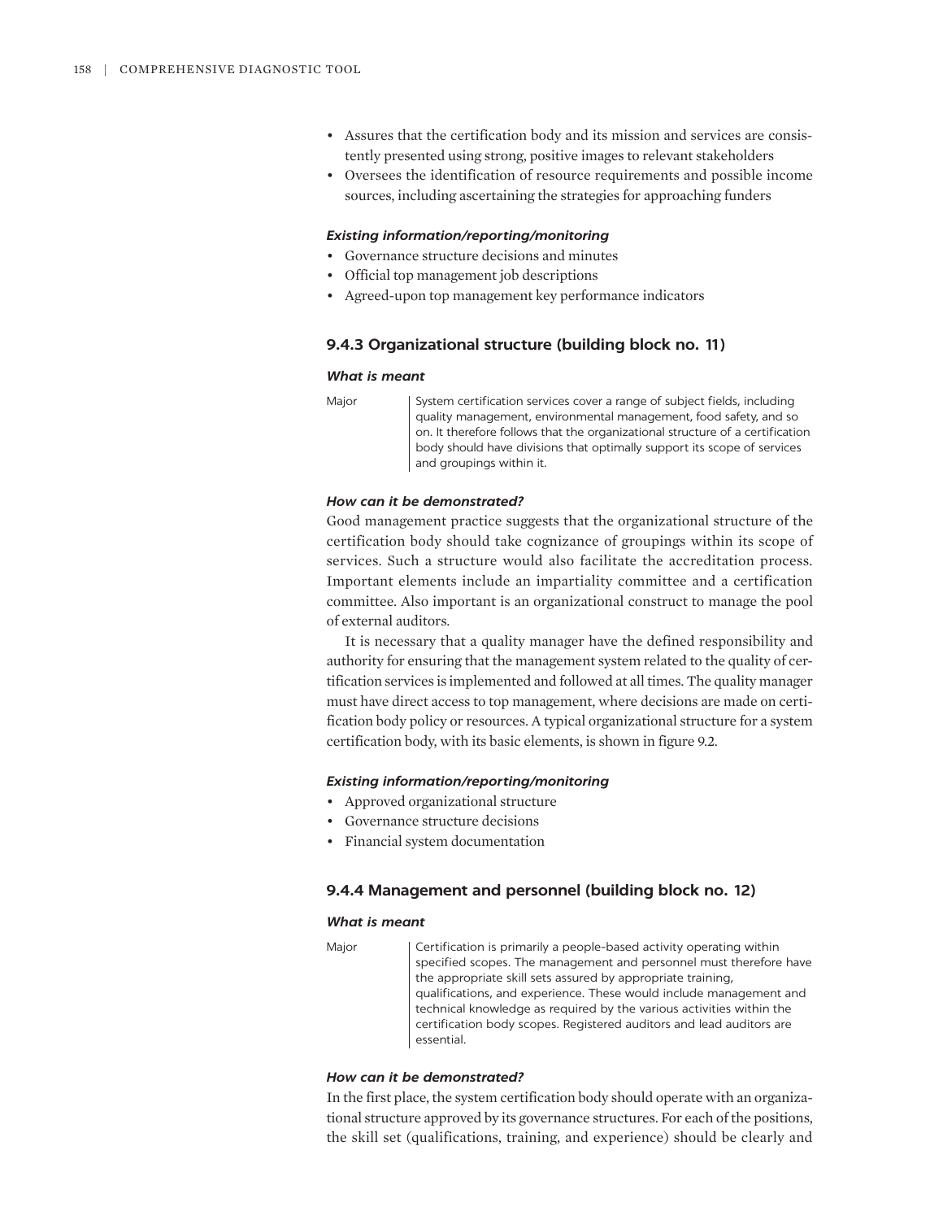- Assures that the certification body and its mission and services are consistently presented using strong, positive images to relevant stakeholders
- Oversees the identification of resource requirements and possible income sources, including ascertaining the strategies for approaching funders

#### *Existing information/reporting/monitoring*

- Governance structure decisions and minutes
- Official top management job descriptions
- Agreed-upon top management key performance indicators

### 9.4.3 Organizational structure (building block no. 11)

#### *What is meant*

| | |
|---|---|
| Major | System certification services cover a range of subject fields, including quality management, environmental management, food safety, and so on. It therefore follows that the organizational structure of a certification body should have divisions that optimally support its scope of services and groupings within it. |

#### *How can it be demonstrated?*

Good management practice suggests that the organizational structure of the certification body should take cognizance of groupings within its scope of services. Such a structure would also facilitate the accreditation process. Important elements include an impartiality committee and a certification committee. Also important is an organizational construct to manage the pool of external auditors.

It is necessary that a quality manager have the defined responsibility and authority for ensuring that the management system related to the quality of certification services is implemented and followed at all times. The quality manager must have direct access to top management, where decisions are made on certification body policy or resources. A typical organizational structure for a system certification body, with its basic elements, is shown in figure 9.2.

#### *Existing information/reporting/monitoring*

- Approved organizational structure
- Governance structure decisions
- Financial system documentation

### 9.4.4 Management and personnel (building block no. 12)

#### *What is meant*

| | |
|---|---|
| Major | Certification is primarily a people-based activity operating within specified scopes. The management and personnel must therefore have the appropriate skill sets assured by appropriate training, qualifications, and experience. These would include management and technical knowledge as required by the various activities within the certification body scopes. Registered auditors and lead auditors are essential. |

#### *How can it be demonstrated?*

In the first place, the system certification body should operate with an organizational structure approved by its governance structures. For each of the positions, the skill set (qualifications, training, and experience) should be clearly and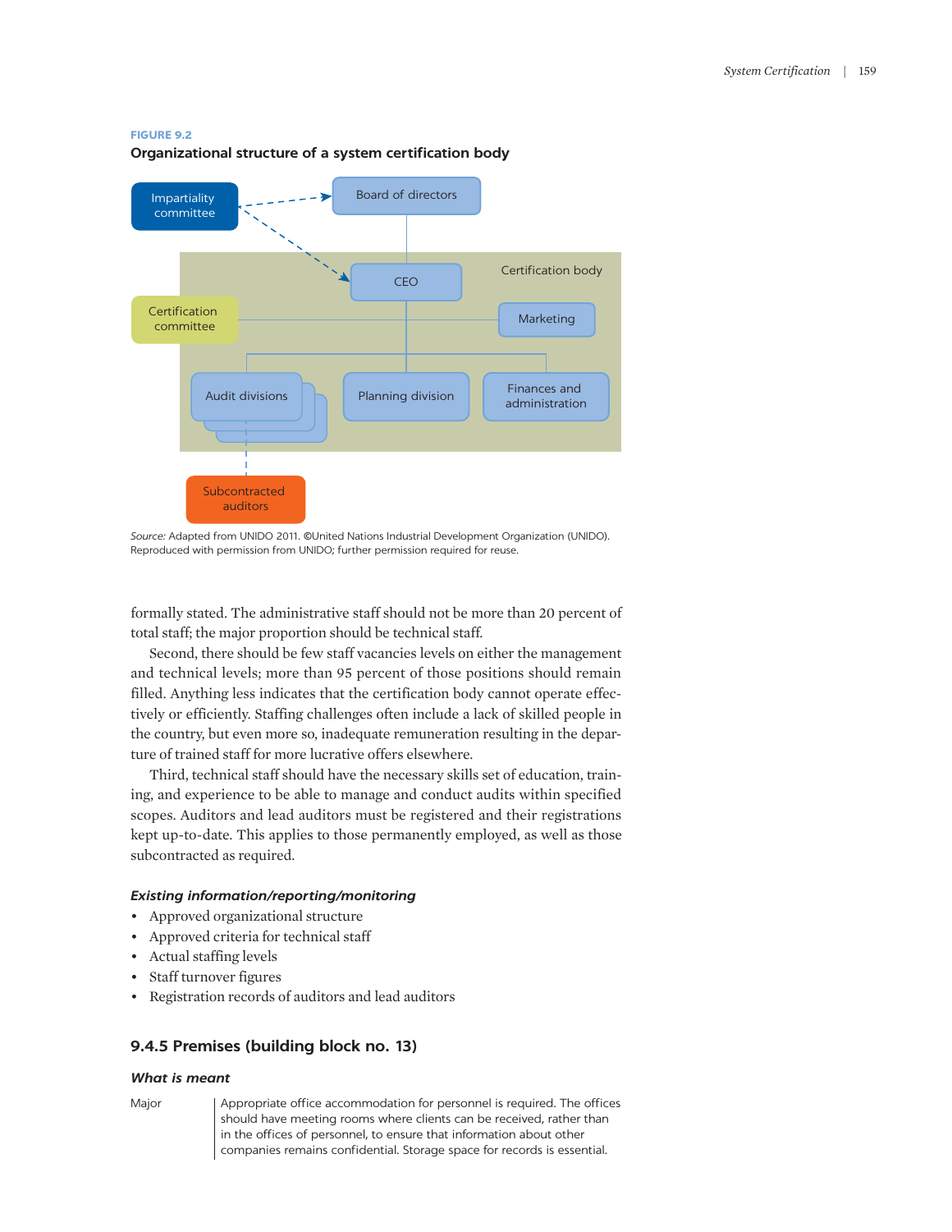**FIGURE 9.2**

**Organizational structure of a system certification body**

Impartiality committee

Board of directors

Certification body

CEO

Certification committee

Marketing

Audit divisions

Planning division

Finances and administration

Subcontracted auditors

*Source:* Adapted from UNIDO 2011. ©United Nations Industrial Development Organization (UNIDO). Reproduced with permission from UNIDO; further permission required for reuse.

formally stated. The administrative staff should not be more than 20 percent of total staff; the major proportion should be technical staff.

Second, there should be few staff vacancies levels on either the management and technical levels; more than 95 percent of those positions should remain filled. Anything less indicates that the certification body cannot operate effectively or efficiently. Staffing challenges often include a lack of skilled people in the country, but even more so, inadequate remuneration resulting in the departure of trained staff for more lucrative offers elsewhere.

Third, technical staff should have the necessary skills set of education, training, and experience to be able to manage and conduct audits within specified scopes. Auditors and lead auditors must be registered and their registrations kept up-to-date. This applies to those permanently employed, as well as those subcontracted as required.

#### *Existing information/reporting/monitoring*

- Approved organizational structure
- Approved criteria for technical staff
- Actual staffing levels
- Staff turnover figures
- Registration records of auditors and lead auditors

### 9.4.5 Premises (building block no. 13)

#### *What is meant*

| | |
|---|---|
| Major | Appropriate office accommodation for personnel is required. The offices should have meeting rooms where clients can be received, rather than in the offices of personnel, to ensure that information about other companies remains confidential. Storage space for records is essential. |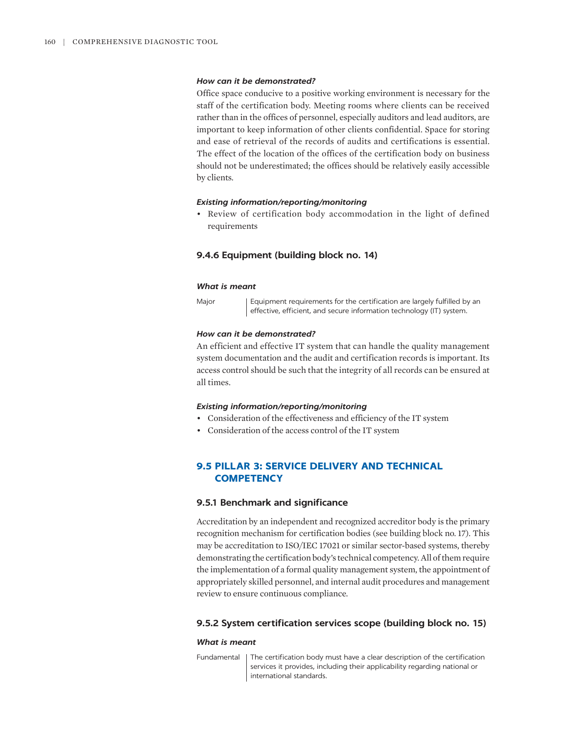***How can it be demonstrated?***

Office space conducive to a positive working environment is necessary for the staff of the certification body. Meeting rooms where clients can be received rather than in the offices of personnel, especially auditors and lead auditors, are important to keep information of other clients confidential. Space for storing and ease of retrieval of the records of audits and certifications is essential. The effect of the location of the offices of the certification body on business should not be underestimated; the offices should be relatively easily accessible by clients.

***Existing information/reporting/monitoring***

- Review of certification body accommodation in the light of defined requirements

### 9.4.6 Equipment (building block no. 14)

***What is meant***

| | |
|---|---|
| Major | Equipment requirements for the certification are largely fulfilled by an effective, efficient, and secure information technology (IT) system. |

***How can it be demonstrated?***

An efficient and effective IT system that can handle the quality management system documentation and the audit and certification records is important. Its access control should be such that the integrity of all records can be ensured at all times.

***Existing information/reporting/monitoring***

- Consideration of the effectiveness and efficiency of the IT system
- Consideration of the access control of the IT system

## 9.5 PILLAR 3: SERVICE DELIVERY AND TECHNICAL COMPETENCY

### 9.5.1 Benchmark and significance

Accreditation by an independent and recognized accreditor body is the primary recognition mechanism for certification bodies (see building block no. 17). This may be accreditation to ISO/IEC 17021 or similar sector-based systems, thereby demonstrating the certification body's technical competency. All of them require the implementation of a formal quality management system, the appointment of appropriately skilled personnel, and internal audit procedures and management review to ensure continuous compliance.

### 9.5.2 System certification services scope (building block no. 15)

***What is meant***

| | |
|---|---|
| Fundamental | The certification body must have a clear description of the certification services it provides, including their applicability regarding national or international standards. |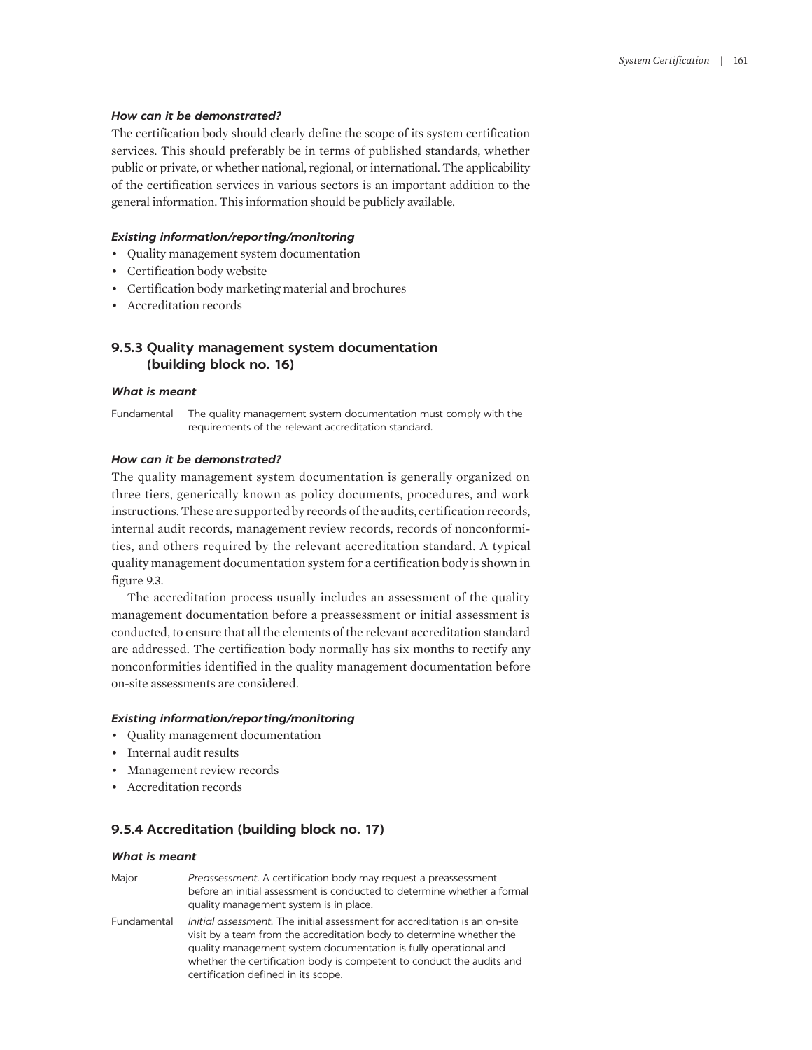#### *How can it be demonstrated?*

The certification body should clearly define the scope of its system certification services. This should preferably be in terms of published standards, whether public or private, or whether national, regional, or international. The applicability of the certification services in various sectors is an important addition to the general information. This information should be publicly available.

#### *Existing information/reporting/monitoring*

- Quality management system documentation
- Certification body website
- Certification body marketing material and brochures
- Accreditation records

### 9.5.3 Quality management system documentation (building block no. 16)

#### *What is meant*

| | |
|---|---|
| Fundamental | The quality management system documentation must comply with the requirements of the relevant accreditation standard. |

#### *How can it be demonstrated?*

The quality management system documentation is generally organized on three tiers, generically known as policy documents, procedures, and work instructions. These are supported by records of the audits, certification records, internal audit records, management review records, records of nonconformities, and others required by the relevant accreditation standard. A typical quality management documentation system for a certification body is shown in figure 9.3.

The accreditation process usually includes an assessment of the quality management documentation before a preassessment or initial assessment is conducted, to ensure that all the elements of the relevant accreditation standard are addressed. The certification body normally has six months to rectify any nonconformities identified in the quality management documentation before on-site assessments are considered.

#### *Existing information/reporting/monitoring*

- Quality management documentation
- Internal audit results
- Management review records
- Accreditation records

### 9.5.4 Accreditation (building block no. 17)

#### *What is meant*

| | |
|---|---|
| Major | *Preassessment.* A certification body may request a preassessment before an initial assessment is conducted to determine whether a formal quality management system is in place. |
| Fundamental | *Initial assessment.* The initial assessment for accreditation is an on-site visit by a team from the accreditation body to determine whether the quality management system documentation is fully operational and whether the certification body is competent to conduct the audits and certification defined in its scope. |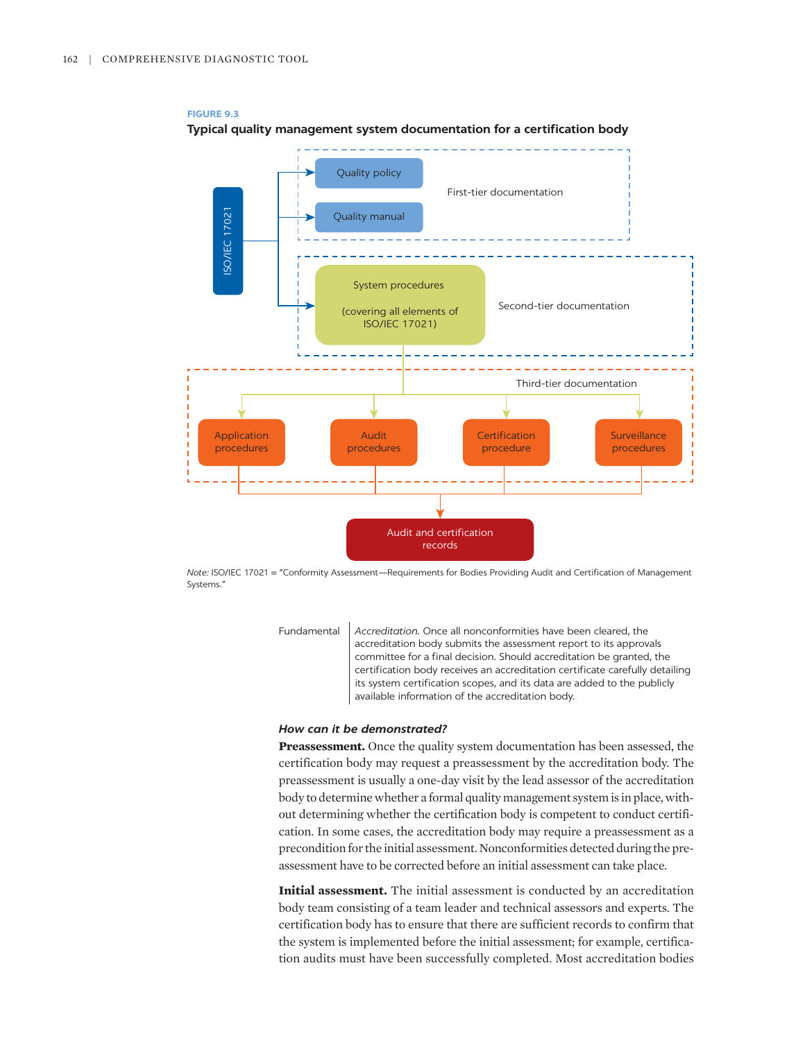**FIGURE 9.3**

**Typical quality management system documentation for a certification body**

ISO/IEC 17021

First-tier documentation
- Quality policy
- Quality manual

Second-tier documentation
- System procedures (covering all elements of ISO/IEC 17021)

Third-tier documentation
- Application procedures
- Audit procedures
- Certification procedure
- Surveillance procedures

Audit and certification records

*Note:* ISO/IEC 17021 = "Conformity Assessment—Requirements for Bodies Providing Audit and Certification of Management Systems."

| | |
|---|---|
| Fundamental | *Accreditation.* Once all nonconformities have been cleared, the accreditation body submits the assessment report to its approvals committee for a final decision. Should accreditation be granted, the certification body receives an accreditation certificate carefully detailing its system certification scopes, and its data are added to the publicly available information of the accreditation body. |

***How can it be demonstrated?***

**Preassessment.** Once the quality system documentation has been assessed, the certification body may request a preassessment by the accreditation body. The preassessment is usually a one-day visit by the lead assessor of the accreditation body to determine whether a formal quality management system is in place, without determining whether the certification body is competent to conduct certification. In some cases, the accreditation body may require a preassessment as a precondition for the initial assessment. Nonconformities detected during the preassessment have to be corrected before an initial assessment can take place.

**Initial assessment.** The initial assessment is conducted by an accreditation body team consisting of a team leader and technical assessors and experts. The certification body has to ensure that there are sufficient records to confirm that the system is implemented before the initial assessment; for example, certification audits must have been successfully completed. Most accreditation bodies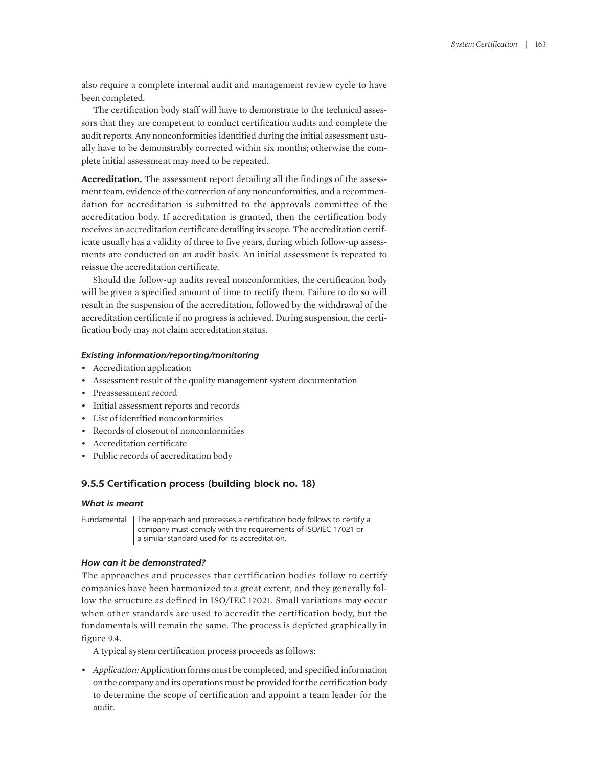also require a complete internal audit and management review cycle to have been completed.

The certification body staff will have to demonstrate to the technical assessors that they are competent to conduct certification audits and complete the audit reports. Any nonconformities identified during the initial assessment usually have to be demonstrably corrected within six months; otherwise the complete initial assessment may need to be repeated.

**Accreditation.** The assessment report detailing all the findings of the assessment team, evidence of the correction of any nonconformities, and a recommendation for accreditation is submitted to the approvals committee of the accreditation body. If accreditation is granted, then the certification body receives an accreditation certificate detailing its scope. The accreditation certificate usually has a validity of three to five years, during which follow-up assessments are conducted on an audit basis. An initial assessment is repeated to reissue the accreditation certificate.

Should the follow-up audits reveal nonconformities, the certification body will be given a specified amount of time to rectify them. Failure to do so will result in the suspension of the accreditation, followed by the withdrawal of the accreditation certificate if no progress is achieved. During suspension, the certification body may not claim accreditation status.

#### *Existing information/reporting/monitoring*

- Accreditation application
- Assessment result of the quality management system documentation
- Preassessment record
- Initial assessment reports and records
- List of identified nonconformities
- Records of closeout of nonconformities
- Accreditation certificate
- Public records of accreditation body

### 9.5.5 Certification process (building block no. 18)

#### *What is meant*

| Fundamental | The approach and processes a certification body follows to certify a company must comply with the requirements of ISO/IEC 17021 or a similar standard used for its accreditation. |
|---|---|

#### *How can it be demonstrated?*

The approaches and processes that certification bodies follow to certify companies have been harmonized to a great extent, and they generally follow the structure as defined in ISO/IEC 17021. Small variations may occur when other standards are used to accredit the certification body, but the fundamentals will remain the same. The process is depicted graphically in figure 9.4.

A typical system certification process proceeds as follows:

- *Application:* Application forms must be completed, and specified information on the company and its operations must be provided for the certification body to determine the scope of certification and appoint a team leader for the audit.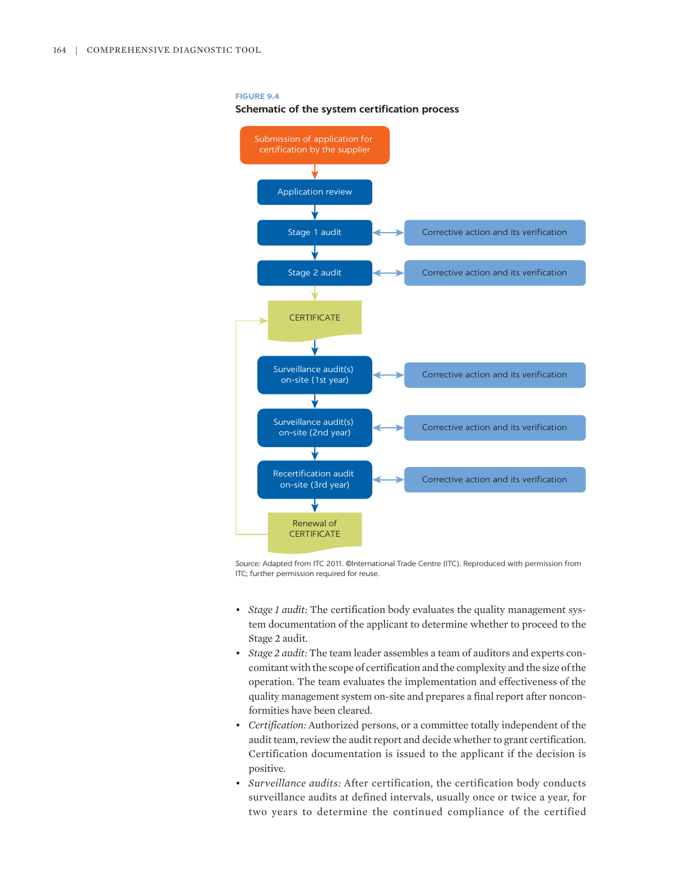**FIGURE 9.4**

**Schematic of the system certification process**

Submission of application for certification by the supplier → Application review → Stage 1 audit ↔ Corrective action and its verification → Stage 2 audit ↔ Corrective action and its verification → CERTIFICATE → Surveillance audit(s) on-site (1st year) ↔ Corrective action and its verification → Surveillance audit(s) on-site (2nd year) ↔ Corrective action and its verification → Recertification audit on-site (3rd year) ↔ Corrective action and its verification → Renewal of CERTIFICATE → (back to CERTIFICATE)

*Source:* Adapted from ITC 2011. ©International Trade Centre (ITC). Reproduced with permission from ITC; further permission required for reuse.

- *Stage 1 audit:* The certification body evaluates the quality management system documentation of the applicant to determine whether to proceed to the Stage 2 audit.
- *Stage 2 audit:* The team leader assembles a team of auditors and experts concomitant with the scope of certification and the complexity and the size of the operation. The team evaluates the implementation and effectiveness of the quality management system on-site and prepares a final report after nonconformities have been cleared.
- *Certification:* Authorized persons, or a committee totally independent of the audit team, review the audit report and decide whether to grant certification. Certification documentation is issued to the applicant if the decision is positive.
- *Surveillance audits:* After certification, the certification body conducts surveillance audits at defined intervals, usually once or twice a year, for two years to determine the continued compliance of the certified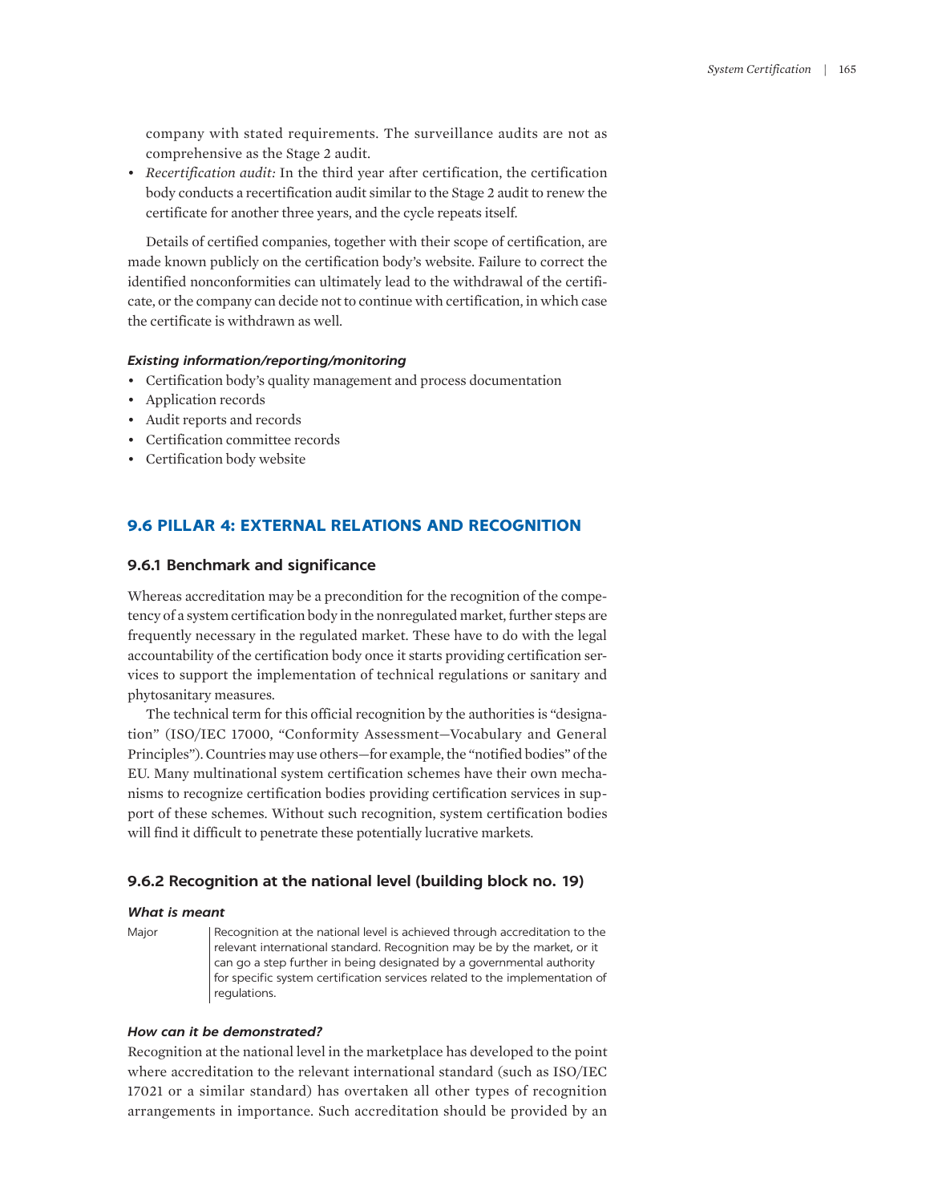company with stated requirements. The surveillance audits are not as comprehensive as the Stage 2 audit.

- *Recertification audit:* In the third year after certification, the certification body conducts a recertification audit similar to the Stage 2 audit to renew the certificate for another three years, and the cycle repeats itself.

Details of certified companies, together with their scope of certification, are made known publicly on the certification body's website. Failure to correct the identified nonconformities can ultimately lead to the withdrawal of the certificate, or the company can decide not to continue with certification, in which case the certificate is withdrawn as well.

#### *Existing information/reporting/monitoring*

- Certification body's quality management and process documentation
- Application records
- Audit reports and records
- Certification committee records
- Certification body website

## 9.6 PILLAR 4: EXTERNAL RELATIONS AND RECOGNITION

### 9.6.1 Benchmark and significance

Whereas accreditation may be a precondition for the recognition of the competency of a system certification body in the nonregulated market, further steps are frequently necessary in the regulated market. These have to do with the legal accountability of the certification body once it starts providing certification services to support the implementation of technical regulations or sanitary and phytosanitary measures.

The technical term for this official recognition by the authorities is "designation" (ISO/IEC 17000, "Conformity Assessment—Vocabulary and General Principles"). Countries may use others—for example, the "notified bodies" of the EU. Many multinational system certification schemes have their own mechanisms to recognize certification bodies providing certification services in support of these schemes. Without such recognition, system certification bodies will find it difficult to penetrate these potentially lucrative markets.

### 9.6.2 Recognition at the national level (building block no. 19)

#### *What is meant*

| | |
|---|---|
| Major | Recognition at the national level is achieved through accreditation to the relevant international standard. Recognition may be by the market, or it can go a step further in being designated by a governmental authority for specific system certification services related to the implementation of regulations. |

#### *How can it be demonstrated?*

Recognition at the national level in the marketplace has developed to the point where accreditation to the relevant international standard (such as ISO/IEC 17021 or a similar standard) has overtaken all other types of recognition arrangements in importance. Such accreditation should be provided by an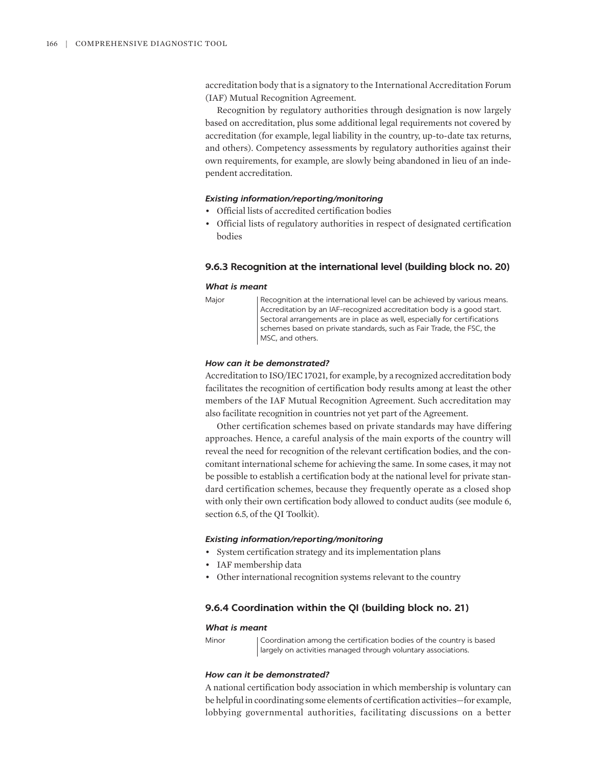accreditation body that is a signatory to the International Accreditation Forum (IAF) Mutual Recognition Agreement.

Recognition by regulatory authorities through designation is now largely based on accreditation, plus some additional legal requirements not covered by accreditation (for example, legal liability in the country, up-to-date tax returns, and others). Competency assessments by regulatory authorities against their own requirements, for example, are slowly being abandoned in lieu of an independent accreditation.

#### *Existing information/reporting/monitoring*

- Official lists of accredited certification bodies
- Official lists of regulatory authorities in respect of designated certification bodies

### 9.6.3 Recognition at the international level (building block no. 20)

#### *What is meant*

| | |
|---|---|
| Major | Recognition at the international level can be achieved by various means. Accreditation by an IAF-recognized accreditation body is a good start. Sectoral arrangements are in place as well, especially for certifications schemes based on private standards, such as Fair Trade, the FSC, the MSC, and others. |

#### *How can it be demonstrated?*

Accreditation to ISO/IEC 17021, for example, by a recognized accreditation body facilitates the recognition of certification body results among at least the other members of the IAF Mutual Recognition Agreement. Such accreditation may also facilitate recognition in countries not yet part of the Agreement.

Other certification schemes based on private standards may have differing approaches. Hence, a careful analysis of the main exports of the country will reveal the need for recognition of the relevant certification bodies, and the concomitant international scheme for achieving the same. In some cases, it may not be possible to establish a certification body at the national level for private standard certification schemes, because they frequently operate as a closed shop with only their own certification body allowed to conduct audits (see module 6, section 6.5, of the QI Toolkit).

#### *Existing information/reporting/monitoring*

- System certification strategy and its implementation plans
- IAF membership data
- Other international recognition systems relevant to the country

### 9.6.4 Coordination within the QI (building block no. 21)

#### *What is meant*

| | |
|---|---|
| Minor | Coordination among the certification bodies of the country is based largely on activities managed through voluntary associations. |

#### *How can it be demonstrated?*

A national certification body association in which membership is voluntary can be helpful in coordinating some elements of certification activities—for example, lobbying governmental authorities, facilitating discussions on a better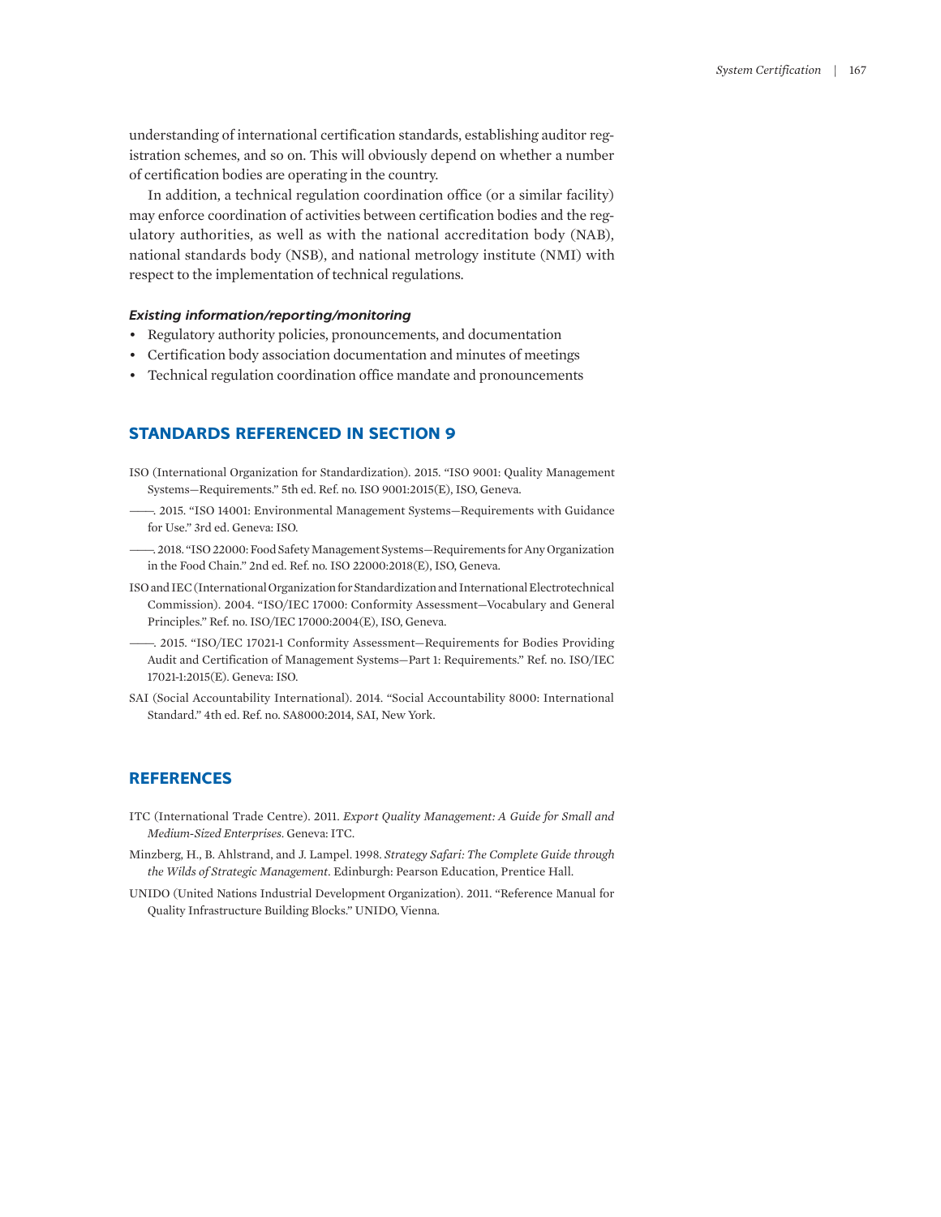understanding of international certification standards, establishing auditor registration schemes, and so on. This will obviously depend on whether a number of certification bodies are operating in the country.

In addition, a technical regulation coordination office (or a similar facility) may enforce coordination of activities between certification bodies and the regulatory authorities, as well as with the national accreditation body (NAB), national standards body (NSB), and national metrology institute (NMI) with respect to the implementation of technical regulations.

#### *Existing information/reporting/monitoring*

- Regulatory authority policies, pronouncements, and documentation
- Certification body association documentation and minutes of meetings
- Technical regulation coordination office mandate and pronouncements

## STANDARDS REFERENCED IN SECTION 9

ISO (International Organization for Standardization). 2015. "ISO 9001: Quality Management Systems—Requirements." 5th ed. Ref. no. ISO 9001:2015(E), ISO, Geneva.

———. 2015. "ISO 14001: Environmental Management Systems—Requirements with Guidance for Use." 3rd ed. Geneva: ISO.

———. 2018. "ISO 22000: Food Safety Management Systems—Requirements for Any Organization in the Food Chain." 2nd ed. Ref. no. ISO 22000:2018(E), ISO, Geneva.

ISO and IEC (International Organization for Standardization and International Electrotechnical Commission). 2004. "ISO/IEC 17000: Conformity Assessment—Vocabulary and General Principles." Ref. no. ISO/IEC 17000:2004(E), ISO, Geneva.

———. 2015. "ISO/IEC 17021-1 Conformity Assessment—Requirements for Bodies Providing Audit and Certification of Management Systems—Part 1: Requirements." Ref. no. ISO/IEC 17021-1:2015(E). Geneva: ISO.

SAI (Social Accountability International). 2014. "Social Accountability 8000: International Standard." 4th ed. Ref. no. SA8000:2014, SAI, New York.

## REFERENCES

ITC (International Trade Centre). 2011. *Export Quality Management: A Guide for Small and Medium-Sized Enterprises.* Geneva: ITC.

Minzberg, H., B. Ahlstrand, and J. Lampel. 1998. *Strategy Safari: The Complete Guide through the Wilds of Strategic Management.* Edinburgh: Pearson Education, Prentice Hall.

UNIDO (United Nations Industrial Development Organization). 2011. "Reference Manual for Quality Infrastructure Building Blocks." UNIDO, Vienna.